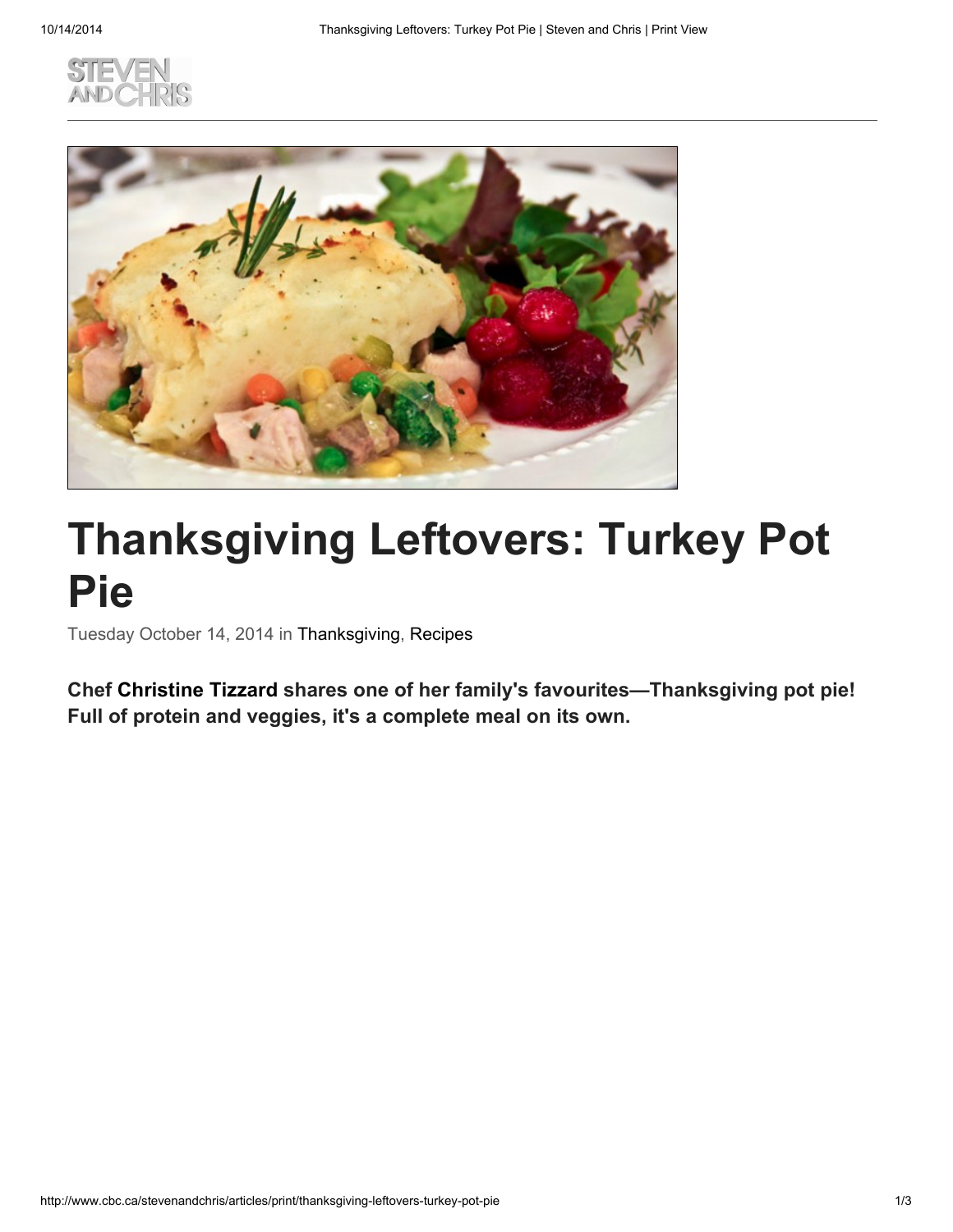# Thanksgiving Leftovers: Turkey Pot Pie

Tuesday October 14, 2014 in Thanksgiving, Recipes

**Chef Christine Tizzard shares one of her family's favourites—Thanksgiving pot pie! Full of protein and veggies, it's a complete meal on its own.**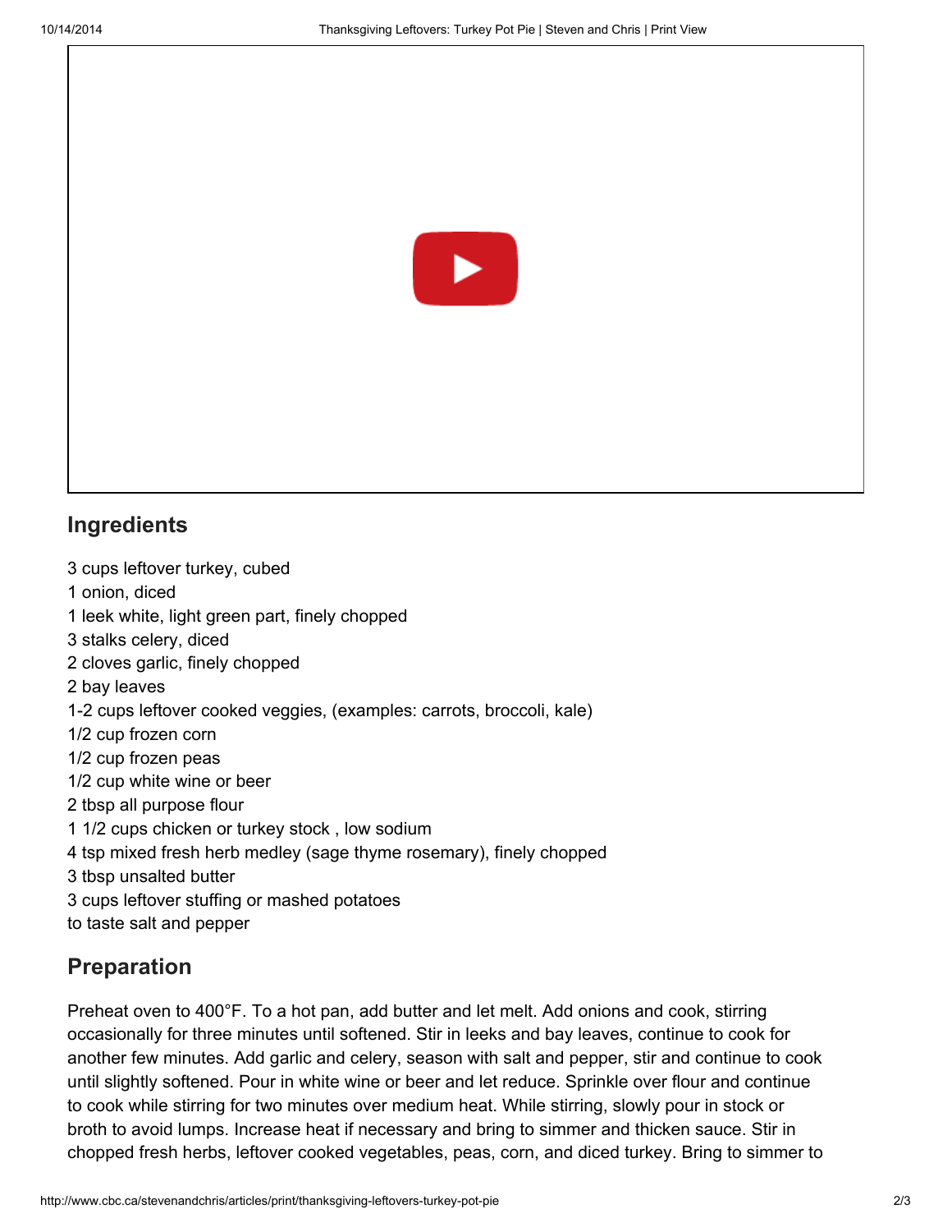## Ingredients

3 cups leftover turkey, cubed
1 onion, diced
1 leek white, light green part, finely chopped
3 stalks celery, diced
2 cloves garlic, finely chopped
2 bay leaves
1-2 cups leftover cooked veggies, (examples: carrots, broccoli, kale)
1/2 cup frozen corn
1/2 cup frozen peas
1/2 cup white wine or beer
2 tbsp all purpose flour
1 1/2 cups chicken or turkey stock , low sodium
4 tsp mixed fresh herb medley (sage thyme rosemary), finely chopped
3 tbsp unsalted butter
3 cups leftover stuffing or mashed potatoes
to taste salt and pepper

## Preparation

Preheat oven to 400°F. To a hot pan, add butter and let melt. Add onions and cook, stirring occasionally for three minutes until softened. Stir in leeks and bay leaves, continue to cook for another few minutes. Add garlic and celery, season with salt and pepper, stir and continue to cook until slightly softened. Pour in white wine or beer and let reduce. Sprinkle over flour and continue to cook while stirring for two minutes over medium heat. While stirring, slowly pour in stock or broth to avoid lumps. Increase heat if necessary and bring to simmer and thicken sauce. Stir in chopped fresh herbs, leftover cooked vegetables, peas, corn, and diced turkey. Bring to simmer to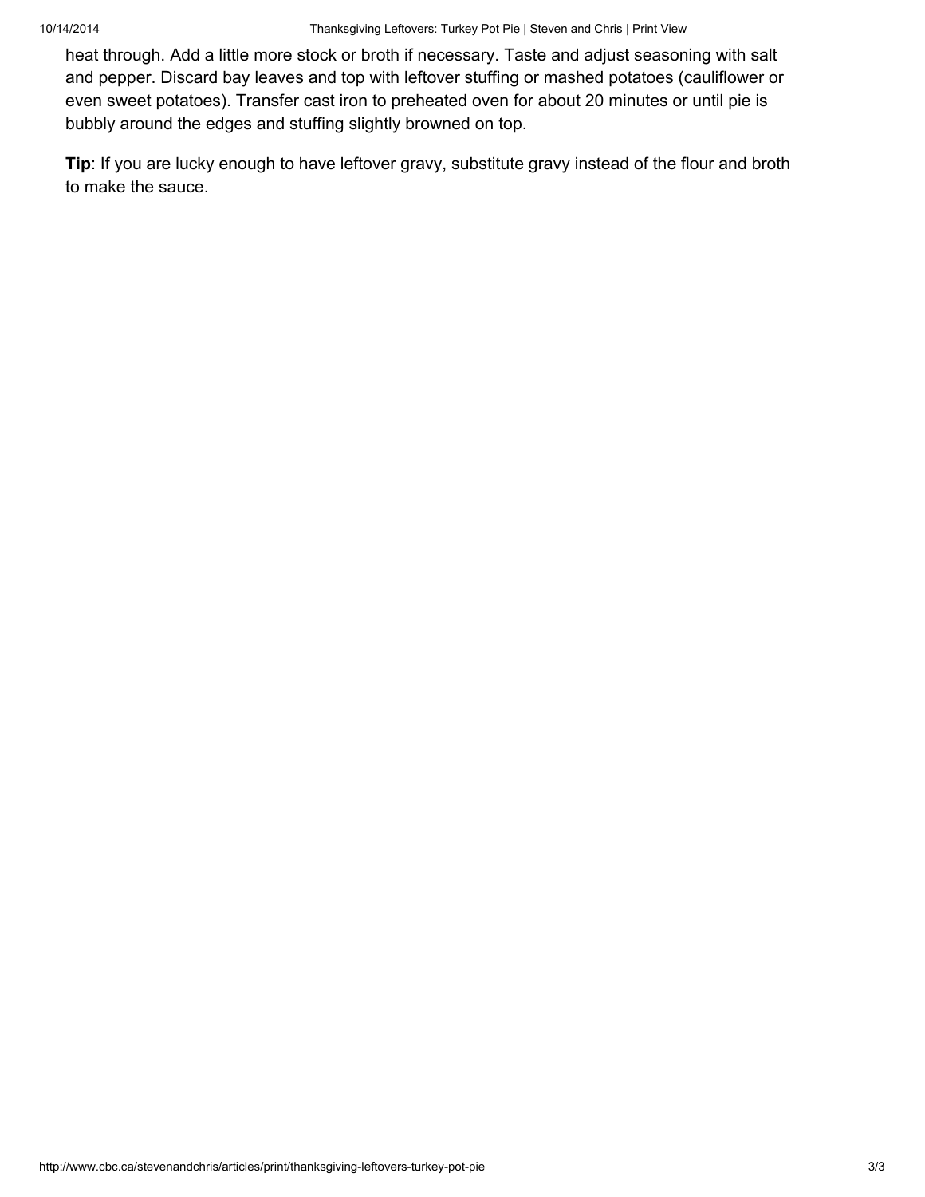heat through. Add a little more stock or broth if necessary. Taste and adjust seasoning with salt and pepper. Discard bay leaves and top with leftover stuffing or mashed potatoes (cauliflower or even sweet potatoes). Transfer cast iron to preheated oven for about 20 minutes or until pie is bubbly around the edges and stuffing slightly browned on top.

**Tip**: If you are lucky enough to have leftover gravy, substitute gravy instead of the flour and broth to make the sauce.